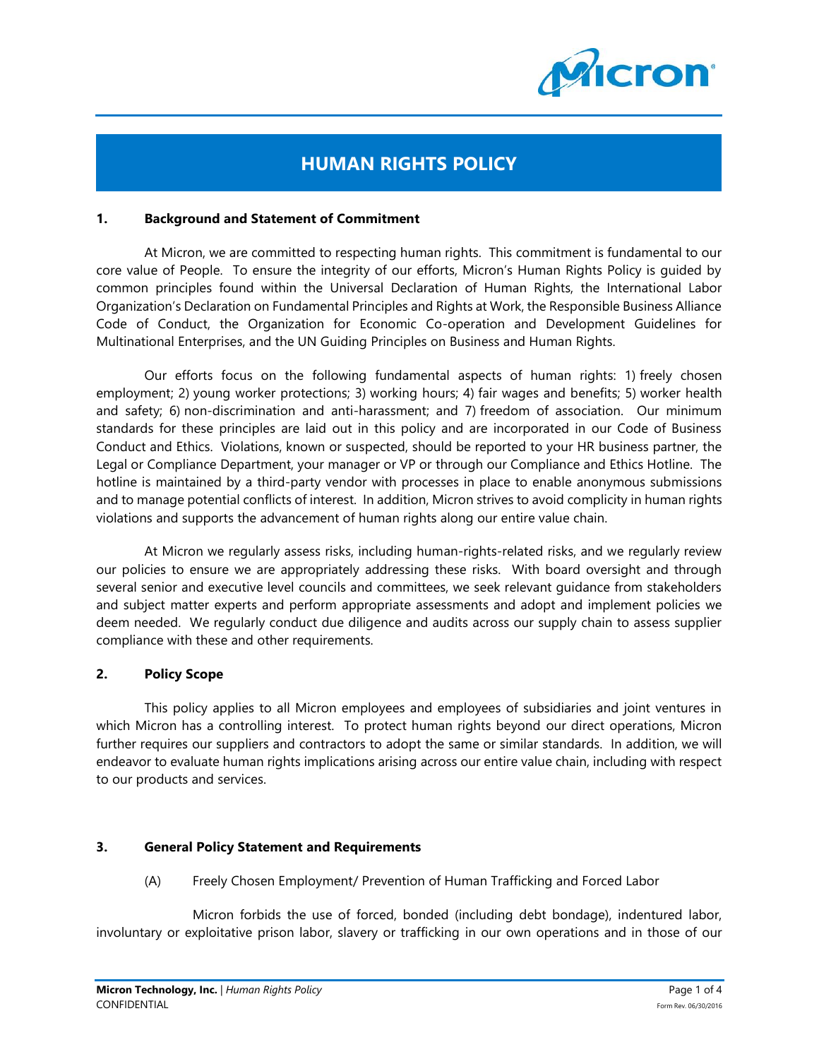# HUMAN RIGHTS POLICY

## 1. Background and Statement of Commitment

At Micron, we are committed to respecting human rights. This commitment is fundamental to our core value of People. To ensure the integrity of our efforts, Micron's Human Rights Policy is guided by common principles found within the Universal Declaration of Human Rights, the International Labor Organization's Declaration on Fundamental Principles and Rights at Work, the Responsible Business Alliance Code of Conduct, the Organization for Economic Co-operation and Development Guidelines for Multinational Enterprises, and the UN Guiding Principles on Business and Human Rights.

Our efforts focus on the following fundamental aspects of human rights: 1) freely chosen employment; 2) young worker protections; 3) working hours; 4) fair wages and benefits; 5) worker health and safety; 6) non-discrimination and anti-harassment; and 7) freedom of association. Our minimum standards for these principles are laid out in this policy and are incorporated in our Code of Business Conduct and Ethics. Violations, known or suspected, should be reported to your HR business partner, the Legal or Compliance Department, your manager or VP or through our Compliance and Ethics Hotline. The hotline is maintained by a third-party vendor with processes in place to enable anonymous submissions and to manage potential conflicts of interest. In addition, Micron strives to avoid complicity in human rights violations and supports the advancement of human rights along our entire value chain.

At Micron we regularly assess risks, including human-rights-related risks, and we regularly review our policies to ensure we are appropriately addressing these risks. With board oversight and through several senior and executive level councils and committees, we seek relevant guidance from stakeholders and subject matter experts and perform appropriate assessments and adopt and implement policies we deem needed. We regularly conduct due diligence and audits across our supply chain to assess supplier compliance with these and other requirements.

## 2. Policy Scope

This policy applies to all Micron employees and employees of subsidiaries and joint ventures in which Micron has a controlling interest. To protect human rights beyond our direct operations, Micron further requires our suppliers and contractors to adopt the same or similar standards. In addition, we will endeavor to evaluate human rights implications arising across our entire value chain, including with respect to our products and services.

## 3. General Policy Statement and Requirements

### (A) Freely Chosen Employment/ Prevention of Human Trafficking and Forced Labor

Micron forbids the use of forced, bonded (including debt bondage), indentured labor, involuntary or exploitative prison labor, slavery or trafficking in our own operations and in those of our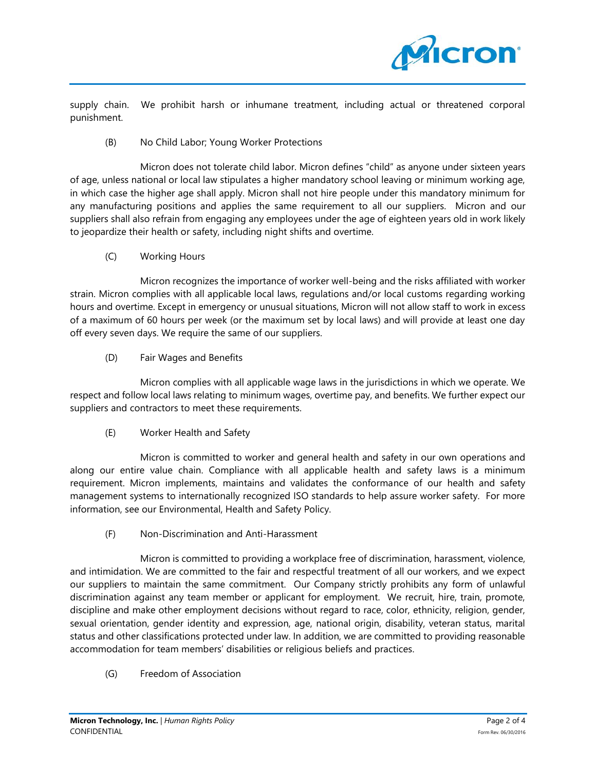supply chain. We prohibit harsh or inhumane treatment, including actual or threatened corporal punishment.

(B) No Child Labor; Young Worker Protections

Micron does not tolerate child labor. Micron defines "child" as anyone under sixteen years of age, unless national or local law stipulates a higher mandatory school leaving or minimum working age, in which case the higher age shall apply. Micron shall not hire people under this mandatory minimum for any manufacturing positions and applies the same requirement to all our suppliers. Micron and our suppliers shall also refrain from engaging any employees under the age of eighteen years old in work likely to jeopardize their health or safety, including night shifts and overtime.

(C) Working Hours

Micron recognizes the importance of worker well-being and the risks affiliated with worker strain. Micron complies with all applicable local laws, regulations and/or local customs regarding working hours and overtime. Except in emergency or unusual situations, Micron will not allow staff to work in excess of a maximum of 60 hours per week (or the maximum set by local laws) and will provide at least one day off every seven days. We require the same of our suppliers.

(D) Fair Wages and Benefits

Micron complies with all applicable wage laws in the jurisdictions in which we operate. We respect and follow local laws relating to minimum wages, overtime pay, and benefits. We further expect our suppliers and contractors to meet these requirements.

(E) Worker Health and Safety

Micron is committed to worker and general health and safety in our own operations and along our entire value chain. Compliance with all applicable health and safety laws is a minimum requirement. Micron implements, maintains and validates the conformance of our health and safety management systems to internationally recognized ISO standards to help assure worker safety. For more information, see our Environmental, Health and Safety Policy.

(F) Non-Discrimination and Anti-Harassment

Micron is committed to providing a workplace free of discrimination, harassment, violence, and intimidation. We are committed to the fair and respectful treatment of all our workers, and we expect our suppliers to maintain the same commitment. Our Company strictly prohibits any form of unlawful discrimination against any team member or applicant for employment. We recruit, hire, train, promote, discipline and make other employment decisions without regard to race, color, ethnicity, religion, gender, sexual orientation, gender identity and expression, age, national origin, disability, veteran status, marital status and other classifications protected under law. In addition, we are committed to providing reasonable accommodation for team members' disabilities or religious beliefs and practices.

(G) Freedom of Association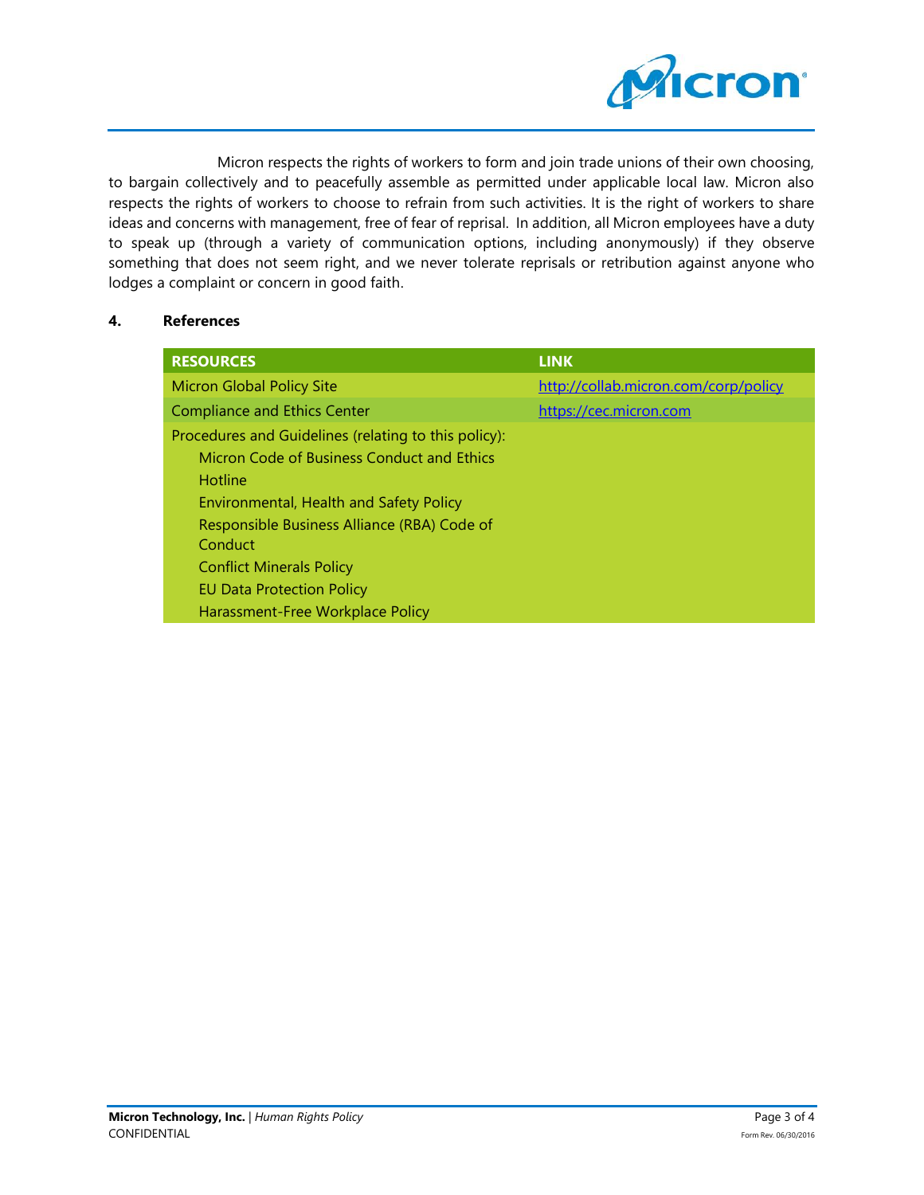Micron respects the rights of workers to form and join trade unions of their own choosing, to bargain collectively and to peacefully assemble as permitted under applicable local law. Micron also respects the rights of workers to choose to refrain from such activities. It is the right of workers to share ideas and concerns with management, free of fear of reprisal. In addition, all Micron employees have a duty to speak up (through a variety of communication options, including anonymously) if they observe something that does not seem right, and we never tolerate reprisals or retribution against anyone who lodges a complaint or concern in good faith.

## 4. References

| RESOURCES | LINK |
| --- | --- |
| Micron Global Policy Site | [http://collab.micron.com/corp/policy](http://collab.micron.com/corp/policy) |
| Compliance and Ethics Center | [https://cec.micron.com](https://cec.micron.com) |
| Procedures and Guidelines (relating to this policy):<br>Micron Code of Business Conduct and Ethics<br>Hotline<br>Environmental, Health and Safety Policy<br>Responsible Business Alliance (RBA) Code of Conduct<br>Conflict Minerals Policy<br>EU Data Protection Policy<br>Harassment-Free Workplace Policy | |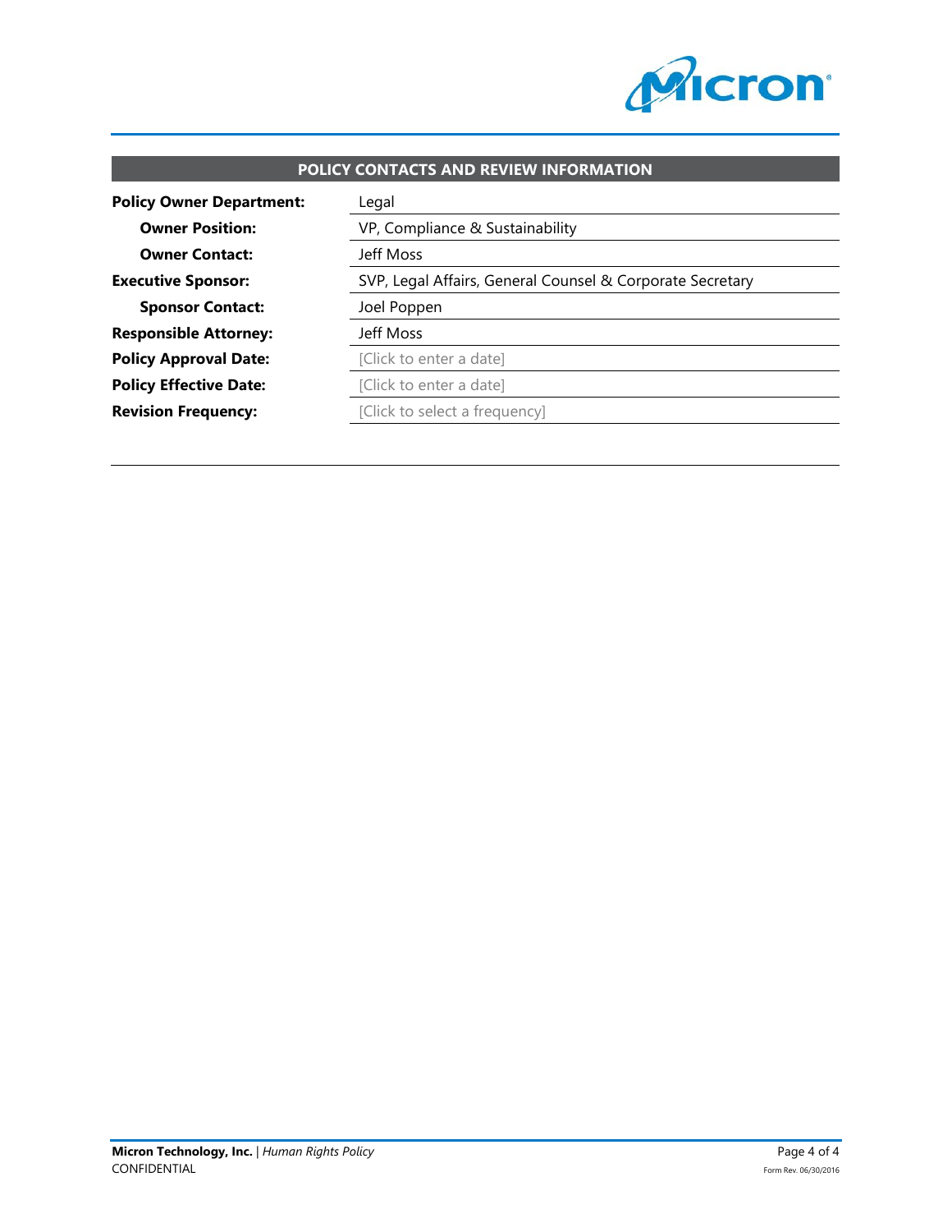## POLICY CONTACTS AND REVIEW INFORMATION

| | |
|---|---|
| **Policy Owner Department:** | Legal |
| **Owner Position:** | VP, Compliance & Sustainability |
| **Owner Contact:** | Jeff Moss |
| **Executive Sponsor:** | SVP, Legal Affairs, General Counsel & Corporate Secretary |
| **Sponsor Contact:** | Joel Poppen |
| **Responsible Attorney:** | Jeff Moss |
| **Policy Approval Date:** | [Click to enter a date] |
| **Policy Effective Date:** | [Click to enter a date] |
| **Revision Frequency:** | [Click to select a frequency] |